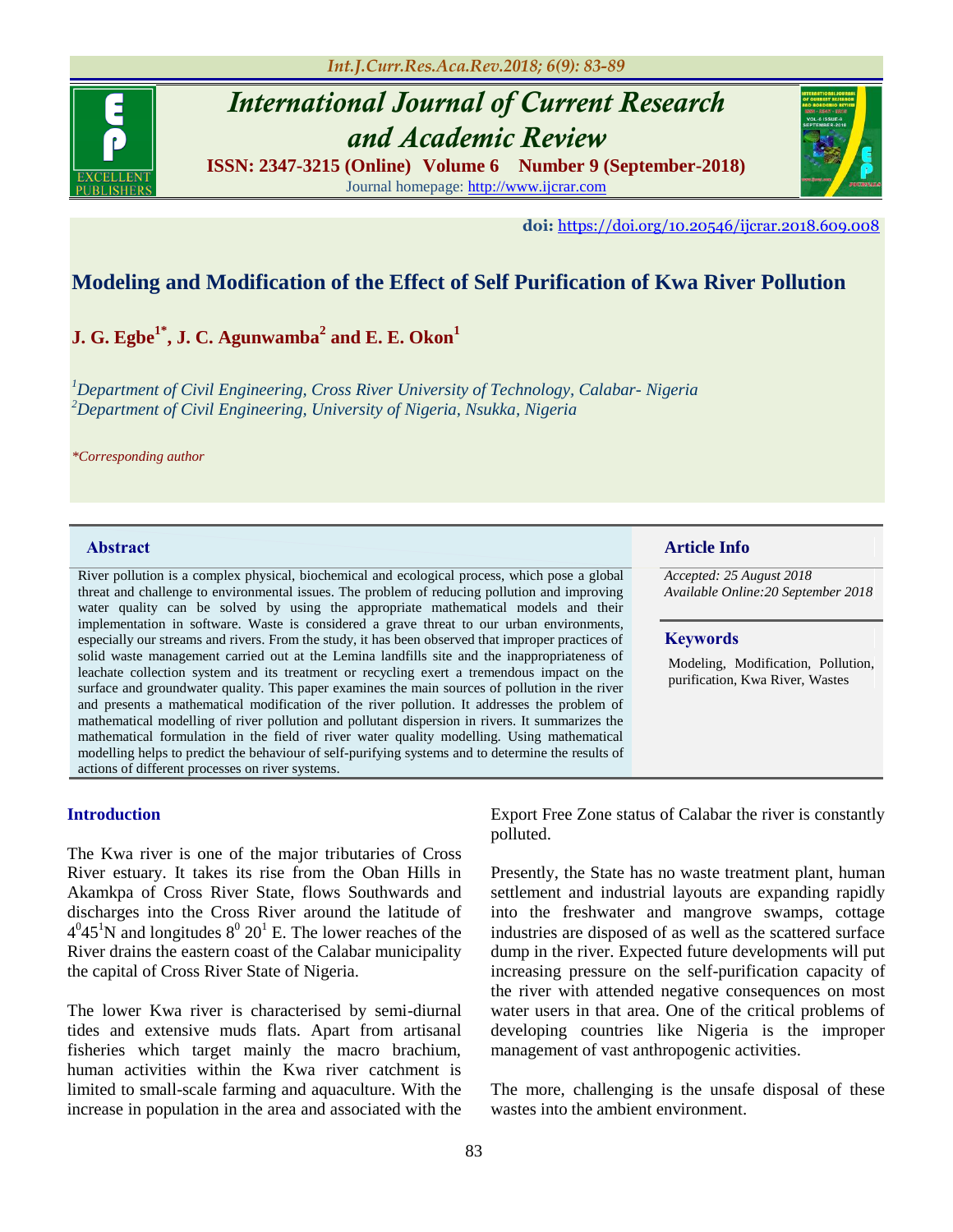# International Journal of Current Research and Academic Review

**ISSN: 2347-3215 (Online) Volume 6 Number 9 (September-2018)**

Journal homepage: http://www.ijcrar.com

**doi:** https://doi.org/10.20546/ijcrar.2018.609.008

## Modeling and Modification of the Effect of Self Purification of Kwa River Pollution

**J. G. Egbe[1*], J. C. Agunwamba[2] and E. E. Okon[1]**

*[1]Department of Civil Engineering, Cross River University of Technology, Calabar- Nigeria*
*[2]Department of Civil Engineering, University of Nigeria, Nsukka, Nigeria*

*\*Corresponding author*

### Abstract

River pollution is a complex physical, biochemical and ecological process, which pose a global threat and challenge to environmental issues. The problem of reducing pollution and improving water quality can be solved by using the appropriate mathematical models and their implementation in software. Waste is considered a grave threat to our urban environments, especially our streams and rivers. From the study, it has been observed that improper practices of solid waste management carried out at the Lemina landfills site and the inappropriateness of leachate collection system and its treatment or recycling exert a tremendous impact on the surface and groundwater quality. This paper examines the main sources of pollution in the river and presents a mathematical modification of the river pollution. It addresses the problem of mathematical modelling of river pollution and pollutant dispersion in rivers. It summarizes the mathematical formulation in the field of river water quality modelling. Using mathematical modelling helps to predict the behaviour of self-purifying systems and to determine the results of actions of different processes on river systems.

### Article Info

*Accepted: 25 August 2018*
*Available Online:20 September 2018*

### Keywords

Modeling, Modification, Pollution, purification, Kwa River, Wastes

## Introduction

The Kwa river is one of the major tributaries of Cross River estuary. It takes its rise from the Oban Hills in Akamkpa of Cross River State, flows Southwards and discharges into the Cross River around the latitude of $4^0 45^1$N and longitudes $8^0 20^1$ E. The lower reaches of the River drains the eastern coast of the Calabar municipality the capital of Cross River State of Nigeria.

The lower Kwa river is characterised by semi-diurnal tides and extensive muds flats. Apart from artisanal fisheries which target mainly the macro brachium, human activities within the Kwa river catchment is limited to small-scale farming and aquaculture. With the increase in population in the area and associated with the Export Free Zone status of Calabar the river is constantly polluted.

Presently, the State has no waste treatment plant, human settlement and industrial layouts are expanding rapidly into the freshwater and mangrove swamps, cottage industries are disposed of as well as the scattered surface dump in the river. Expected future developments will put increasing pressure on the self-purification capacity of the river with attended negative consequences on most water users in that area. One of the critical problems of developing countries like Nigeria is the improper management of vast anthropogenic activities.

The more, challenging is the unsafe disposal of these wastes into the ambient environment.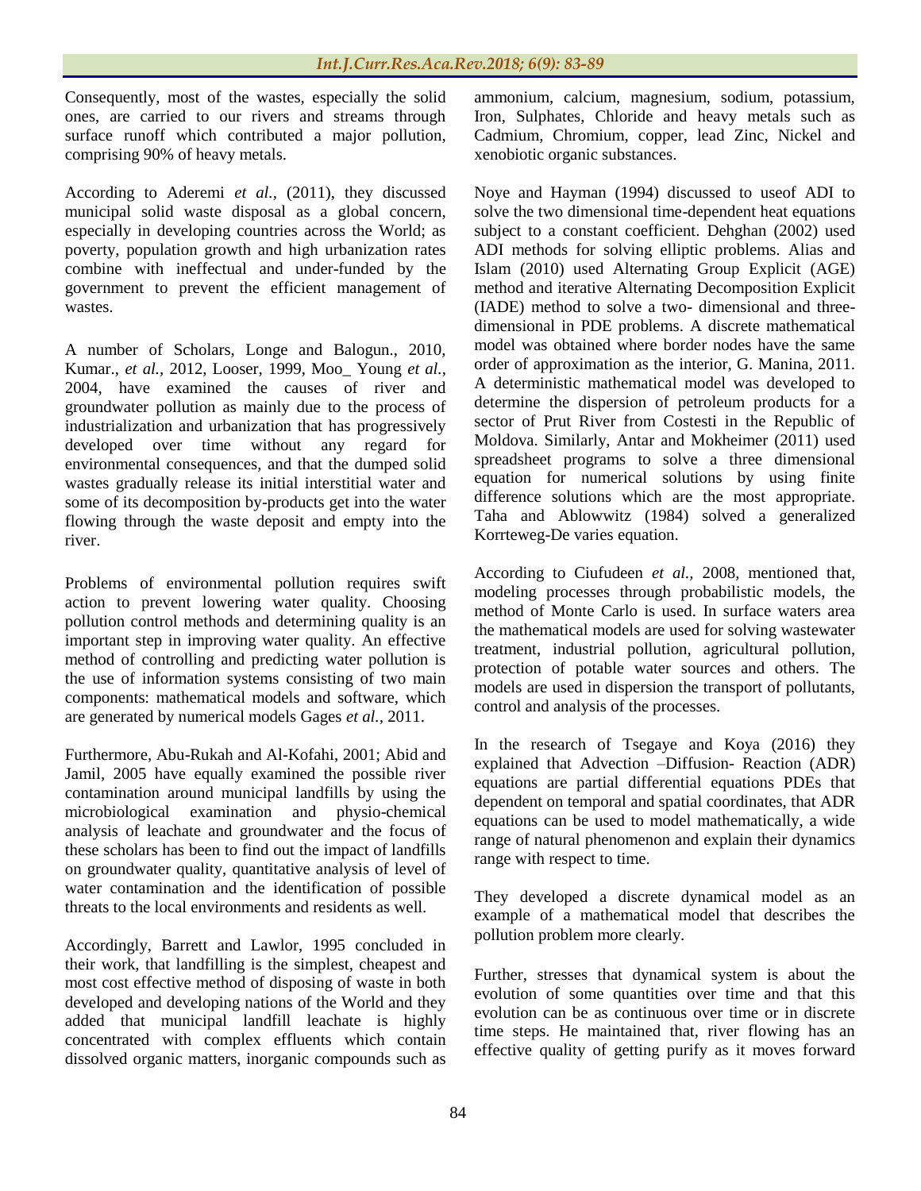Consequently, most of the wastes, especially the solid ones, are carried to our rivers and streams through surface runoff which contributed a major pollution, comprising 90% of heavy metals.

According to Aderemi *et al.,* (2011), they discussed municipal solid waste disposal as a global concern, especially in developing countries across the World; as poverty, population growth and high urbanization rates combine with ineffectual and under-funded by the government to prevent the efficient management of wastes.

A number of Scholars, Longe and Balogun., 2010, Kumar., *et al.,* 2012, Looser, 1999, Moo_ Young *et al.,* 2004, have examined the causes of river and groundwater pollution as mainly due to the process of industrialization and urbanization that has progressively developed over time without any regard for environmental consequences, and that the dumped solid wastes gradually release its initial interstitial water and some of its decomposition by-products get into the water flowing through the waste deposit and empty into the river.

Problems of environmental pollution requires swift action to prevent lowering water quality. Choosing pollution control methods and determining quality is an important step in improving water quality. An effective method of controlling and predicting water pollution is the use of information systems consisting of two main components: mathematical models and software, which are generated by numerical models Gages *et al.,* 2011.

Furthermore, Abu-Rukah and Al-Kofahi, 2001; Abid and Jamil, 2005 have equally examined the possible river contamination around municipal landfills by using the microbiological examination and physio-chemical analysis of leachate and groundwater and the focus of these scholars has been to find out the impact of landfills on groundwater quality, quantitative analysis of level of water contamination and the identification of possible threats to the local environments and residents as well.

Accordingly, Barrett and Lawlor, 1995 concluded in their work, that landfilling is the simplest, cheapest and most cost effective method of disposing of waste in both developed and developing nations of the World and they added that municipal landfill leachate is highly concentrated with complex effluents which contain dissolved organic matters, inorganic compounds such as ammonium, calcium, magnesium, sodium, potassium, Iron, Sulphates, Chloride and heavy metals such as Cadmium, Chromium, copper, lead Zinc, Nickel and xenobiotic organic substances.

Noye and Hayman (1994) discussed to useof ADI to solve the two dimensional time-dependent heat equations subject to a constant coefficient. Dehghan (2002) used ADI methods for solving elliptic problems. Alias and Islam (2010) used Alternating Group Explicit (AGE) method and iterative Alternating Decomposition Explicit (IADE) method to solve a two- dimensional and three-dimensional in PDE problems. A discrete mathematical model was obtained where border nodes have the same order of approximation as the interior, G. Manina, 2011. A deterministic mathematical model was developed to determine the dispersion of petroleum products for a sector of Prut River from Costesti in the Republic of Moldova. Similarly, Antar and Mokheimer (2011) used spreadsheet programs to solve a three dimensional equation for numerical solutions by using finite difference solutions which are the most appropriate. Taha and Ablowwitz (1984) solved a generalized Korrteweg-De varies equation.

According to Ciufudeen *et al.,* 2008, mentioned that, modeling processes through probabilistic models, the method of Monte Carlo is used. In surface waters area the mathematical models are used for solving wastewater treatment, industrial pollution, agricultural pollution, protection of potable water sources and others. The models are used in dispersion the transport of pollutants, control and analysis of the processes.

In the research of Tsegaye and Koya (2016) they explained that Advection –Diffusion- Reaction (ADR) equations are partial differential equations PDEs that dependent on temporal and spatial coordinates, that ADR equations can be used to model mathematically, a wide range of natural phenomenon and explain their dynamics range with respect to time.

They developed a discrete dynamical model as an example of a mathematical model that describes the pollution problem more clearly.

Further, stresses that dynamical system is about the evolution of some quantities over time and that this evolution can be as continuous over time or in discrete time steps. He maintained that, river flowing has an effective quality of getting purify as it moves forward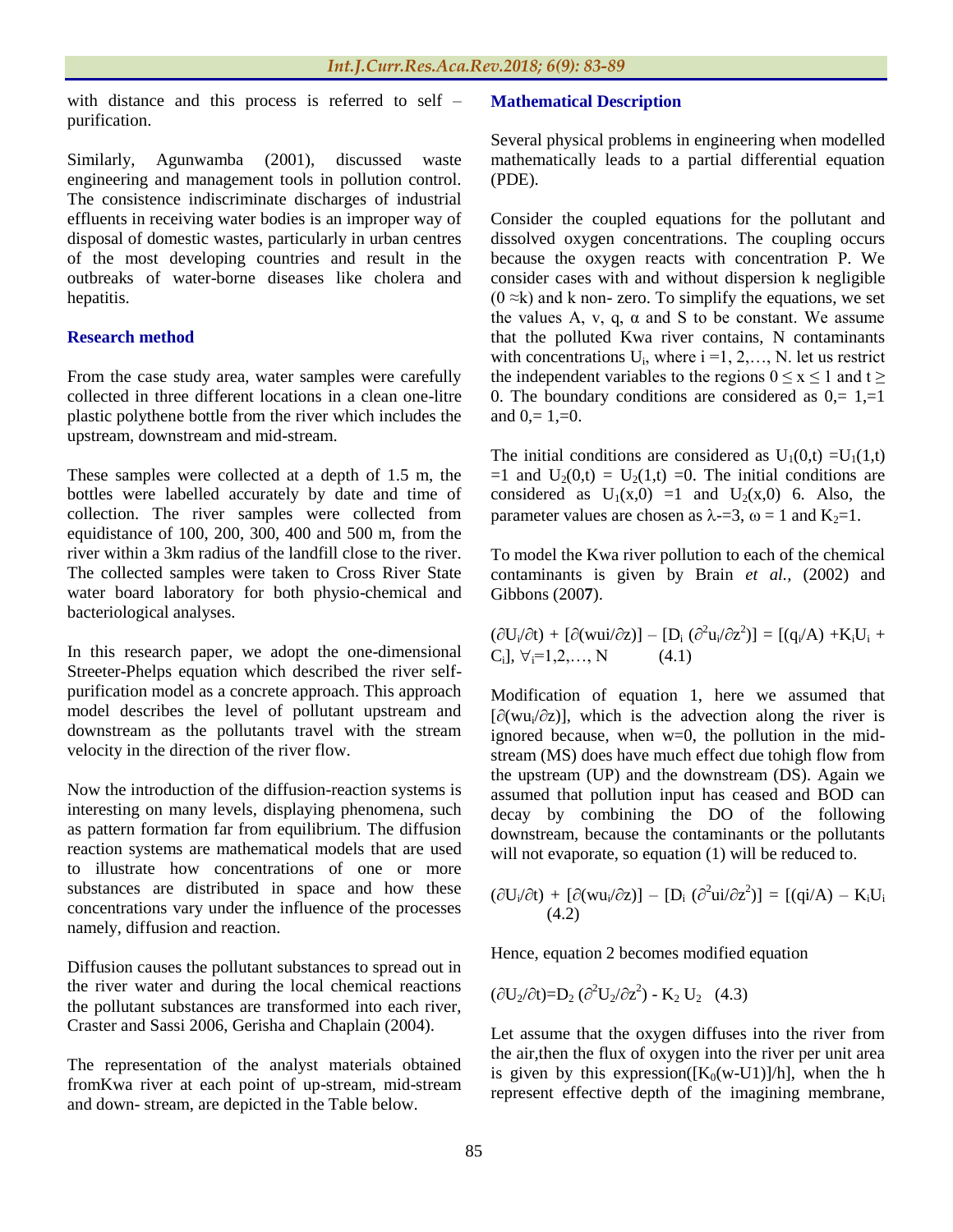with distance and this process is referred to self – purification.

Similarly, Agunwamba (2001), discussed waste engineering and management tools in pollution control. The consistence indiscriminate discharges of industrial effluents in receiving water bodies is an improper way of disposal of domestic wastes, particularly in urban centres of the most developing countries and result in the outbreaks of water-borne diseases like cholera and hepatitis.

## Research method

From the case study area, water samples were carefully collected in three different locations in a clean one-litre plastic polythene bottle from the river which includes the upstream, downstream and mid-stream.

These samples were collected at a depth of 1.5 m, the bottles were labelled accurately by date and time of collection. The river samples were collected from equidistance of 100, 200, 300, 400 and 500 m, from the river within a 3km radius of the landfill close to the river. The collected samples were taken to Cross River State water board laboratory for both physio-chemical and bacteriological analyses.

In this research paper, we adopt the one-dimensional Streeter-Phelps equation which described the river self-purification model as a concrete approach. This approach model describes the level of pollutant upstream and downstream as the pollutants travel with the stream velocity in the direction of the river flow.

Now the introduction of the diffusion-reaction systems is interesting on many levels, displaying phenomena, such as pattern formation far from equilibrium. The diffusion reaction systems are mathematical models that are used to illustrate how concentrations of one or more substances are distributed in space and how these concentrations vary under the influence of the processes namely, diffusion and reaction.

Diffusion causes the pollutant substances to spread out in the river water and during the local chemical reactions the pollutant substances are transformed into each river, Craster and Sassi 2006, Gerisha and Chaplain (2004).

The representation of the analyst materials obtained fromKwa river at each point of up-stream, mid-stream and down- stream, are depicted in the Table below.

## Mathematical Description

Several physical problems in engineering when modelled mathematically leads to a partial differential equation (PDE).

Consider the coupled equations for the pollutant and dissolved oxygen concentrations. The coupling occurs because the oxygen reacts with concentration P. We consider cases with and without dispersion k negligible ($0 \approx k$) and k non- zero. To simplify the equations, we set the values A, v, q, $\alpha$ and S to be constant. We assume that the polluted Kwa river contains, N contaminants with concentrations $U_i$, where $i = 1, 2, \ldots, N$. let us restrict the independent variables to the regions $0 \leq x \leq 1$ and $t \geq 0$. The boundary conditions are considered as 0,= 1,=1 and 0,= 1,=0.

The initial conditions are considered as $U_1(0,t) = U_1(1,t) = 1$ and $U_2(0,t) = U_2(1,t) = 0$. The initial conditions are considered as $U_1(x,0) = 1$ and $U_2(x,0)$ 6. Also, the parameter values are chosen as $\lambda$-=3, $\omega = 1$ and $K_2 = 1$.

To model the Kwa river pollution to each of the chemical contaminants is given by Brain *et al.*, (2002) and Gibbons (2007).

$$(\partial U_i/\partial t) + [\partial(wui/\partial z)] - [D_i (\partial^2 u_i/\partial z^2)] = [(q_i/A) + K_iU_i + C_i],\ \forall_i = 1,2,\ldots,N \qquad (4.1)$$

Modification of equation 1, here we assumed that $[\partial(wu_i/\partial z)]$, which is the advection along the river is ignored because, when w=0, the pollution in the mid-stream (MS) does have much effect due tohigh flow from the upstream (UP) and the downstream (DS). Again we assumed that pollution input has ceased and BOD can decay by combining the DO of the following downstream, because the contaminants or the pollutants will not evaporate, so equation (1) will be reduced to.

$$(\partial U_i/\partial t) + [\partial(wu_i/\partial z)] - [D_i (\partial^2 ui/\partial z^2)] = [(qi/A) - K_iU_i \qquad (4.2)$$

Hence, equation 2 becomes modified equation

$$(\partial U_2/\partial t) = D_2 (\partial^2 U_2/\partial z^2) - K_2 U_2 \qquad (4.3)$$

Let assume that the oxygen diffuses into the river from the air,then the flux of oxygen into the river per unit area is given by this expression($[K_0(w-U1)]/h$], when the h represent effective depth of the imagining membrane,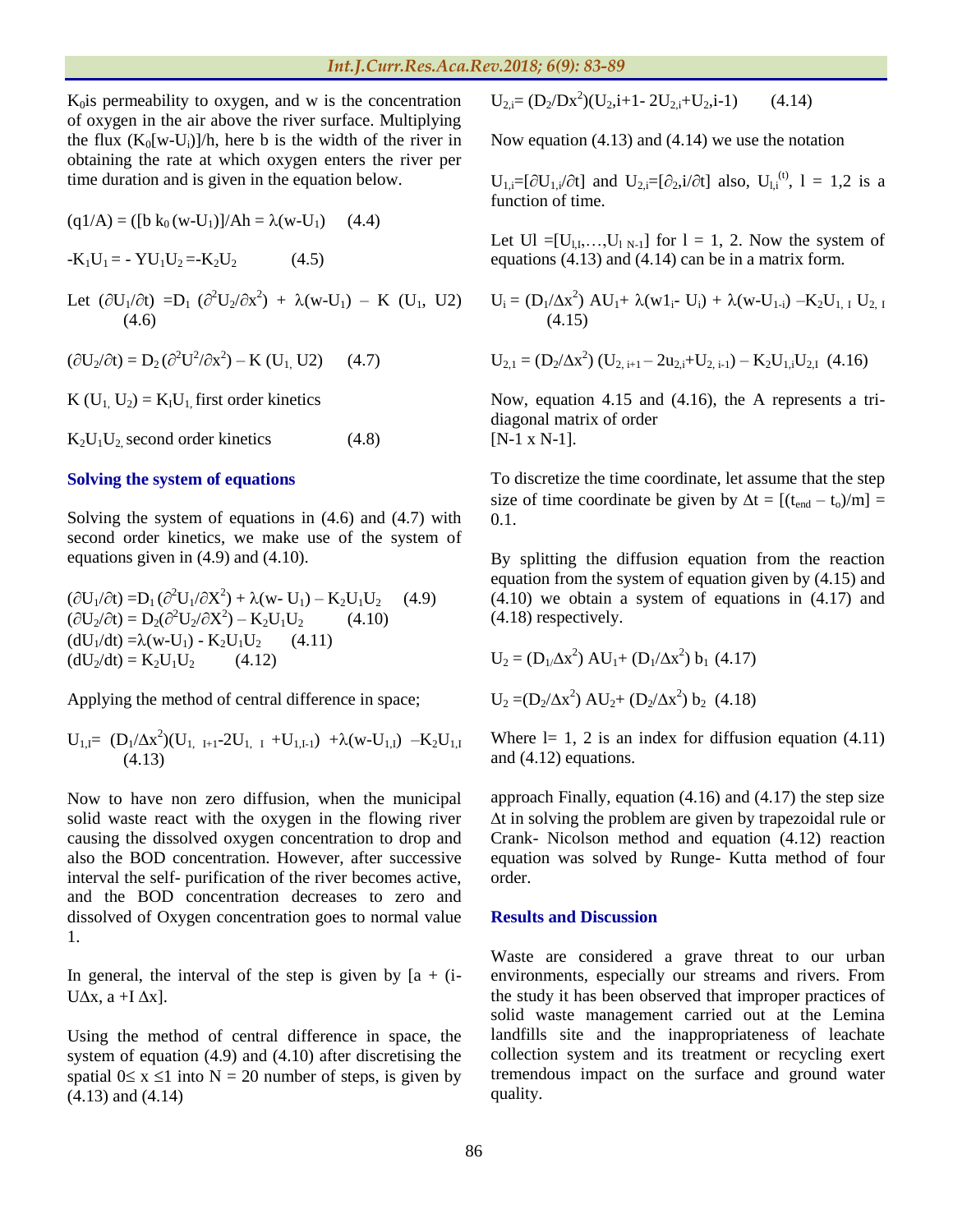$K_0$is permeability to oxygen, and w is the concentration of oxygen in the air above the river surface. Multiplying the flux $(K_0[w-U_i)]/h$, here b is the width of the river in obtaining the rate at which oxygen enters the river per time duration and is given in the equation below.

$$(q1/A) = ([b\,k_0\,(w-U_1)]/Ah = \lambda(w-U_1) \quad (4.4)$$

$$-K_1U_1 = -YU_1U_2 = -K_2U_2 \quad (4.5)$$

Let $(\partial U_1/\partial t) = D_1\,(\partial^2 U_2/\partial x^2) + \lambda(w-U_1) - K\,(U_1,\,U2)$ (4.6)

$$(\partial U_2/\partial t) = D_2\,(\partial^2 U^2/\partial x^2) - K\,(U_1,\,U2) \quad (4.7)$$

$K\,(U_1,\,U_2) = K_1U_1$, first order kinetics

$K_2U_1U_2$, second order kinetics (4.8)

### Solving the system of equations

Solving the system of equations in (4.6) and (4.7) with second order kinetics, we make use of the system of equations given in (4.9) and (4.10).

$$(\partial U_1/\partial t) = D_1\,(\partial^2 U_1/\partial X^2) + \lambda(w-U_1) - K_2U_1U_2 \quad (4.9)$$
$$(\partial U_2/\partial t) = D_2(\partial^2 U_2/\partial X^2) - K_2U_1U_2 \quad (4.10)$$
$$(dU_1/dt) = \lambda(w-U_1) - K_2U_1U_2 \quad (4.11)$$
$$(dU_2/dt) = K_2U_1U_2 \quad (4.12)$$

Applying the method of central difference in space;

$$U_{1,I} = (D_1/\Delta x^2)(U_{1,\,I+1} - 2U_{1,\,I} + U_{1,I-1}) + \lambda(w-U_{1,I}) - K_2U_{1,I} \quad (4.13)$$

Now to have non zero diffusion, when the municipal solid waste react with the oxygen in the flowing river causing the dissolved oxygen concentration to drop and also the BOD concentration. However, after successive interval the self- purification of the river becomes active, and the BOD concentration decreases to zero and dissolved of Oxygen concentration goes to normal value 1.

In general, the interval of the step is given by $[a + (i-U\Delta x,\, a + I\,\Delta x]$.

Using the method of central difference in space, the system of equation (4.9) and (4.10) after discretising the spatial $0 \leq x \leq 1$ into N = 20 number of steps, is given by (4.13) and (4.14)

$$U_{2,i} = (D_2/Dx^2)(U_2,i+1 - 2U_{2,i} + U_2,i-1) \quad (4.14)$$

Now equation (4.13) and (4.14) we use the notation

$U_{1,i} = [\partial U_{1,i}/\partial t]$ and $U_{2,i} = [\partial_2,i/\partial t]$ also, $U_{l,i}^{(t)}$, l = 1,2 is a function of time.

Let $Ul = [U_{l,I},\ldots,U_{l\ N-1}]$ for l = 1, 2. Now the system of equations (4.13) and (4.14) can be in a matrix form.

$$U_i = (D_1/\Delta x^2)\ AU_1 + \lambda(w1_i - U_i) + \lambda(w-U_{1-i}) - K_2U_{1,\,I}\,U_{2,\,I} \quad (4.15)$$

$$U_{2,1} = (D_2/\Delta x^2)\,(U_{2,\,i+1} - 2u_{2,i} + U_{2,\,i-1}) - K_2U_{1,i}U_{2,I} \quad (4.16)$$

Now, equation 4.15 and (4.16), the A represents a tri-diagonal matrix of order [N-1 x N-1].

To discretize the time coordinate, let assume that the step size of time coordinate be given by $\Delta t = [(t_{end} - t_o)/m] = 0.1$.

By splitting the diffusion equation from the reaction equation from the system of equation given by (4.15) and (4.10) we obtain a system of equations in (4.17) and (4.18) respectively.

$$U_2 = (D_1/\Delta x^2)\ AU_1 + (D_1/\Delta x^2)\ b_1 \quad (4.17)$$

$$U_2 = (D_2/\Delta x^2)\ AU_2 + (D_2/\Delta x^2)\ b_2 \quad (4.18)$$

Where l= 1, 2 is an index for diffusion equation (4.11) and (4.12) equations.

approach Finally, equation (4.16) and (4.17) the step size $\Delta t$ in solving the problem are given by trapezoidal rule or Crank- Nicolson method and equation (4.12) reaction equation was solved by Runge- Kutta method of four order.

### Results and Discussion

Waste are considered a grave threat to our urban environments, especially our streams and rivers. From the study it has been observed that improper practices of solid waste management carried out at the Lemina landfills site and the inappropriateness of leachate collection system and its treatment or recycling exert tremendous impact on the surface and ground water quality.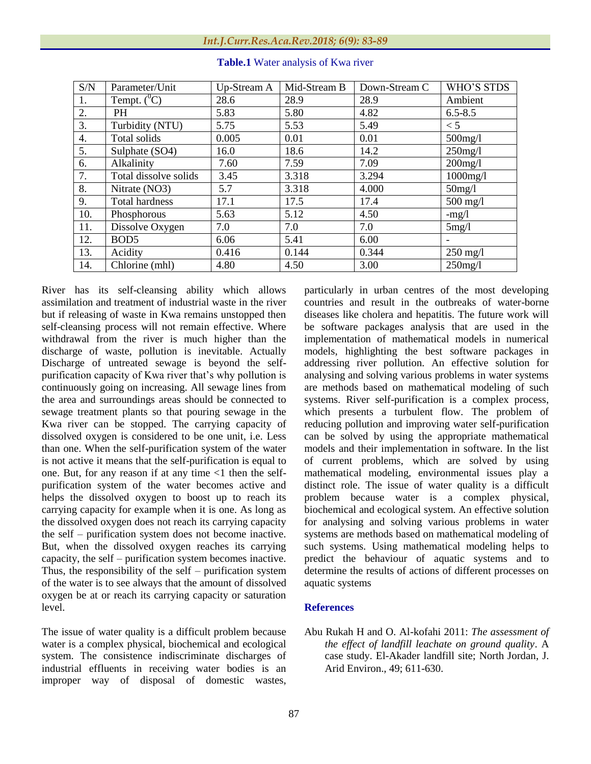**Table.1** Water analysis of Kwa river

| S/N | Parameter/Unit | Up-Stream A | Mid-Stream B | Down-Stream C | WHO'S STDS |
|---|---|---|---|---|---|
| 1. | Tempt. ($^{0}C$) | 28.6 | 28.9 | 28.9 | Ambient |
| 2. | PH | 5.83 | 5.80 | 4.82 | 6.5-8.5 |
| 3. | Turbidity (NTU) | 5.75 | 5.53 | 5.49 | < 5 |
| 4. | Total solids | 0.005 | 0.01 | 0.01 | 500mg/l |
| 5. | Sulphate (SO4) | 16.0 | 18.6 | 14.2 | 250mg/l |
| 6. | Alkalinity | 7.60 | 7.59 | 7.09 | 200mg/l |
| 7. | Total dissolve solids | 3.45 | 3.318 | 3.294 | 1000mg/l |
| 8. | Nitrate (NO3) | 5.7 | 3.318 | 4.000 | 50mg/l |
| 9. | Total hardness | 17.1 | 17.5 | 17.4 | 500 mg/l |
| 10. | Phosphorous | 5.63 | 5.12 | 4.50 | -mg/l |
| 11. | Dissolve Oxygen | 7.0 | 7.0 | 7.0 | 5mg/l |
| 12. | BOD5 | 6.06 | 5.41 | 6.00 | - |
| 13. | Acidity | 0.416 | 0.144 | 0.344 | 250 mg/l |
| 14. | Chlorine (mhl) | 4.80 | 4.50 | 3.00 | 250mg/l |

River has its self-cleansing ability which allows assimilation and treatment of industrial waste in the river but if releasing of waste in Kwa remains unstopped then self-cleansing process will not remain effective. Where withdrawal from the river is much higher than the discharge of waste, pollution is inevitable. Actually Discharge of untreated sewage is beyond the self-purification capacity of Kwa river that's why pollution is continuously going on increasing. All sewage lines from the area and surroundings areas should be connected to sewage treatment plants so that pouring sewage in the Kwa river can be stopped. The carrying capacity of dissolved oxygen is considered to be one unit, i.e. Less than one. When the self-purification system of the water is not active it means that the self-purification is equal to one. But, for any reason if at any time <1 then the self-purification system of the water becomes active and helps the dissolved oxygen to boost up to reach its carrying capacity for example when it is one. As long as the dissolved oxygen does not reach its carrying capacity the self – purification system does not become inactive. But, when the dissolved oxygen reaches its carrying capacity, the self – purification system becomes inactive. Thus, the responsibility of the self – purification system of the water is to see always that the amount of dissolved oxygen be at or reach its carrying capacity or saturation level.

The issue of water quality is a difficult problem because water is a complex physical, biochemical and ecological system. The consistence indiscriminate discharges of industrial effluents in receiving water bodies is an improper way of disposal of domestic wastes, particularly in urban centres of the most developing countries and result in the outbreaks of water-borne diseases like cholera and hepatitis. The future work will be software packages analysis that are used in the implementation of mathematical models in numerical models, highlighting the best software packages in addressing river pollution. An effective solution for analysing and solving various problems in water systems are methods based on mathematical modeling of such systems. River self-purification is a complex process, which presents a turbulent flow. The problem of reducing pollution and improving water self-purification can be solved by using the appropriate mathematical models and their implementation in software. In the list of current problems, which are solved by using mathematical modeling, environmental issues play a distinct role. The issue of water quality is a difficult problem because water is a complex physical, biochemical and ecological system. An effective solution for analysing and solving various problems in water systems are methods based on mathematical modeling of such systems. Using mathematical modeling helps to predict the behaviour of aquatic systems and to determine the results of actions of different processes on aquatic systems

## References

Abu Rukah H and O. Al-kofahi 2011: *The assessment of the effect of landfill leachate on ground quality*. A case study. El-Akader landfill site; North Jordan, J. Arid Environ., 49; 611-630.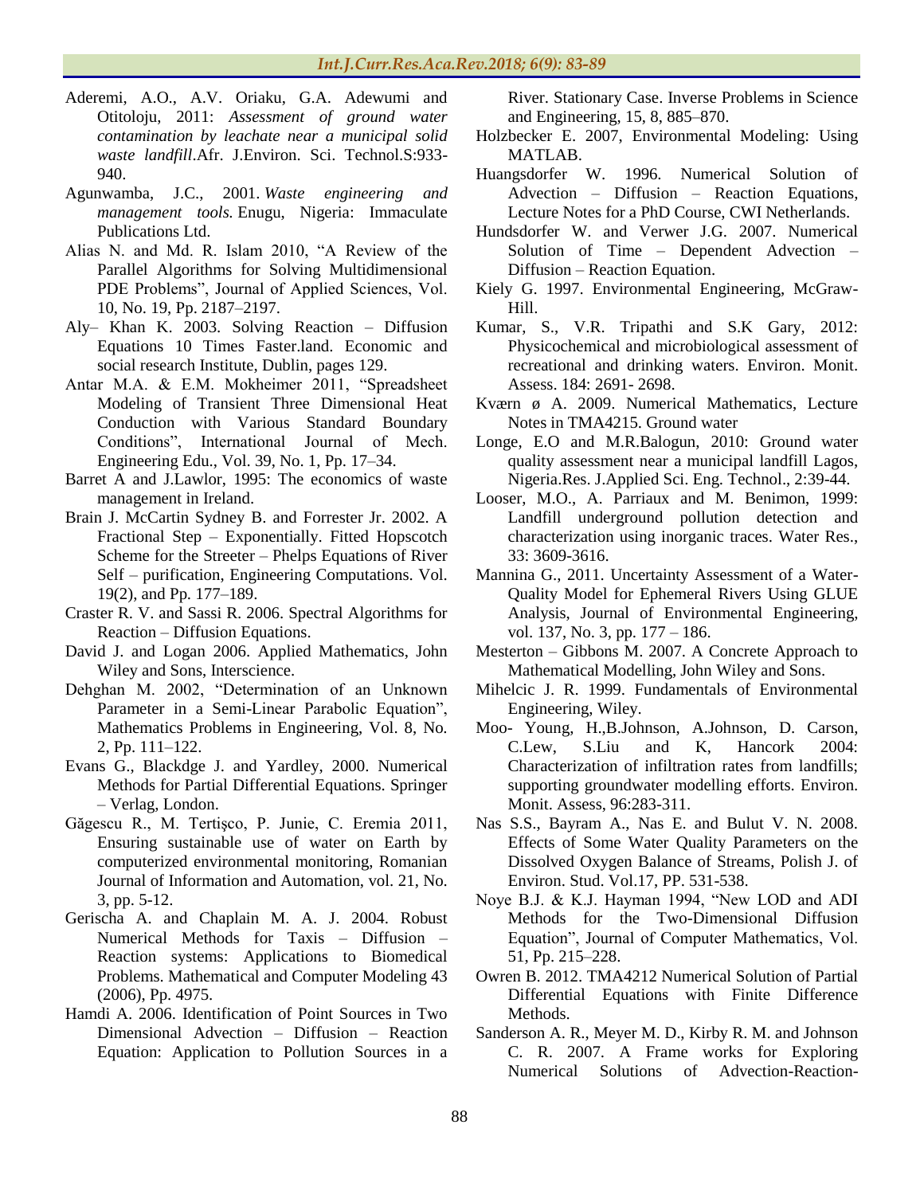Aderemi, A.O., A.V. Oriaku, G.A. Adewumi and Otitoloju, 2011: *Assessment of ground water contamination by leachate near a municipal solid waste landfill*.Afr. J.Environ. Sci. Technol.S:933-940.

Agunwamba, J.C., 2001. *Waste engineering and management tools.* Enugu, Nigeria: Immaculate Publications Ltd.

Alias N. and Md. R. Islam 2010, "A Review of the Parallel Algorithms for Solving Multidimensional PDE Problems", Journal of Applied Sciences, Vol. 10, No. 19, Pp. 2187–2197.

Aly– Khan K. 2003. Solving Reaction – Diffusion Equations 10 Times Faster.land. Economic and social research Institute, Dublin, pages 129.

Antar M.A. & E.M. Mokheimer 2011, "Spreadsheet Modeling of Transient Three Dimensional Heat Conduction with Various Standard Boundary Conditions", International Journal of Mech. Engineering Edu., Vol. 39, No. 1, Pp. 17–34.

Barret A and J.Lawlor, 1995: The economics of waste management in Ireland.

Brain J. McCartin Sydney B. and Forrester Jr. 2002. A Fractional Step – Exponentially. Fitted Hopscotch Scheme for the Streeter – Phelps Equations of River Self – purification, Engineering Computations. Vol. 19(2), and Pp. 177–189.

Craster R. V. and Sassi R. 2006. Spectral Algorithms for Reaction – Diffusion Equations.

David J. and Logan 2006. Applied Mathematics, John Wiley and Sons, Interscience.

Dehghan M. 2002, "Determination of an Unknown Parameter in a Semi-Linear Parabolic Equation", Mathematics Problems in Engineering, Vol. 8, No. 2, Pp. 111–122.

Evans G., Blackdge J. and Yardley, 2000. Numerical Methods for Partial Differential Equations. Springer – Verlag, London.

Găgescu R., M. Tertişco, P. Junie, C. Eremia 2011, Ensuring sustainable use of water on Earth by computerized environmental monitoring, Romanian Journal of Information and Automation, vol. 21, No. 3, pp. 5-12.

Gerischa A. and Chaplain M. A. J. 2004. Robust Numerical Methods for Taxis – Diffusion – Reaction systems: Applications to Biomedical Problems. Mathematical and Computer Modeling 43 (2006), Pp. 4975.

Hamdi A. 2006. Identification of Point Sources in Two Dimensional Advection – Diffusion – Reaction Equation: Application to Pollution Sources in a River. Stationary Case. Inverse Problems in Science and Engineering, 15, 8, 885–870.

Holzbecker E. 2007, Environmental Modeling: Using MATLAB.

Huangsdorfer W. 1996. Numerical Solution of Advection – Diffusion – Reaction Equations, Lecture Notes for a PhD Course, CWI Netherlands.

Hundsdorfer W. and Verwer J.G. 2007. Numerical Solution of Time – Dependent Advection – Diffusion – Reaction Equation.

Kiely G. 1997. Environmental Engineering, McGraw-Hill.

Kumar, S., V.R. Tripathi and S.K Gary, 2012: Physicochemical and microbiological assessment of recreational and drinking waters. Environ. Monit. Assess. 184: 2691- 2698.

Kværn ø A. 2009. Numerical Mathematics, Lecture Notes in TMA4215. Ground water

Longe, E.O and M.R.Balogun, 2010: Ground water quality assessment near a municipal landfill Lagos, Nigeria.Res. J.Applied Sci. Eng. Technol., 2:39-44.

Looser, M.O., A. Parriaux and M. Benimon, 1999: Landfill underground pollution detection and characterization using inorganic traces. Water Res., 33: 3609-3616.

Mannina G., 2011. Uncertainty Assessment of a Water-Quality Model for Ephemeral Rivers Using GLUE Analysis, Journal of Environmental Engineering, vol. 137, No. 3, pp. 177 – 186.

Mesterton – Gibbons M. 2007. A Concrete Approach to Mathematical Modelling, John Wiley and Sons.

Mihelcic J. R. 1999. Fundamentals of Environmental Engineering, Wiley.

Moo- Young, H.,B.Johnson, A.Johnson, D. Carson, C.Lew, S.Liu and K, Hancork 2004: Characterization of infiltration rates from landfills; supporting groundwater modelling efforts. Environ. Monit. Assess, 96:283-311.

Nas S.S., Bayram A., Nas E. and Bulut V. N. 2008. Effects of Some Water Quality Parameters on the Dissolved Oxygen Balance of Streams, Polish J. of Environ. Stud. Vol.17, PP. 531-538.

Noye B.J. & K.J. Hayman 1994, "New LOD and ADI Methods for the Two-Dimensional Diffusion Equation", Journal of Computer Mathematics, Vol. 51, Pp. 215–228.

Owren B. 2012. TMA4212 Numerical Solution of Partial Differential Equations with Finite Difference Methods.

Sanderson A. R., Meyer M. D., Kirby R. M. and Johnson C. R. 2007. A Frame works for Exploring Numerical Solutions of Advection-Reaction-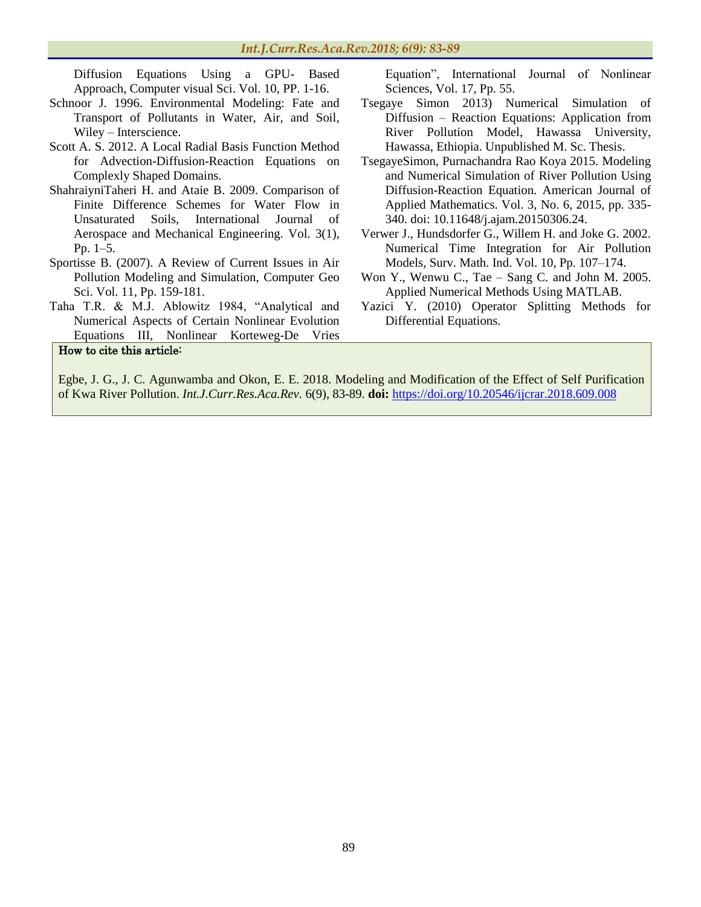Diffusion Equations Using a GPU- Based Approach, Computer visual Sci. Vol. 10, PP. 1-16.

Schnoor J. 1996. Environmental Modeling: Fate and Transport of Pollutants in Water, Air, and Soil, Wiley – Interscience.

Scott A. S. 2012. A Local Radial Basis Function Method for Advection-Diffusion-Reaction Equations on Complexly Shaped Domains.

ShahraiyniTaheri H. and Ataie B. 2009. Comparison of Finite Difference Schemes for Water Flow in Unsaturated Soils, International Journal of Aerospace and Mechanical Engineering. Vol. 3(1), Pp. 1–5.

Sportisse B. (2007). A Review of Current Issues in Air Pollution Modeling and Simulation, Computer Geo Sci. Vol. 11, Pp. 159-181.

Taha T.R. & M.J. Ablowitz 1984, "Analytical and Numerical Aspects of Certain Nonlinear Evolution Equations III, Nonlinear Korteweg-De Vries Equation", International Journal of Nonlinear Sciences, Vol. 17, Pp. 55.

Tsegaye Simon 2013) Numerical Simulation of Diffusion – Reaction Equations: Application from River Pollution Model, Hawassa University, Hawassa, Ethiopia. Unpublished M. Sc. Thesis.

TsegayeSimon, Purnachandra Rao Koya 2015. Modeling and Numerical Simulation of River Pollution Using Diffusion-Reaction Equation. American Journal of Applied Mathematics. Vol. 3, No. 6, 2015, pp. 335-340. doi: 10.11648/j.ajam.20150306.24.

Verwer J., Hundsdorfer G., Willem H. and Joke G. 2002. Numerical Time Integration for Air Pollution Models, Surv. Math. Ind. Vol. 10, Pp. 107–174.

Won Y., Wenwu C., Tae – Sang C. and John M. 2005. Applied Numerical Methods Using MATLAB.

Yazici Y. (2010) Operator Splitting Methods for Differential Equations.

**How to cite this article:**

Egbe, J. G., J. C. Agunwamba and Okon, E. E. 2018. Modeling and Modification of the Effect of Self Purification of Kwa River Pollution. *Int.J.Curr.Res.Aca.Rev.* 6(9), 83-89. **doi:** https://doi.org/10.20546/ijcrar.2018.609.008